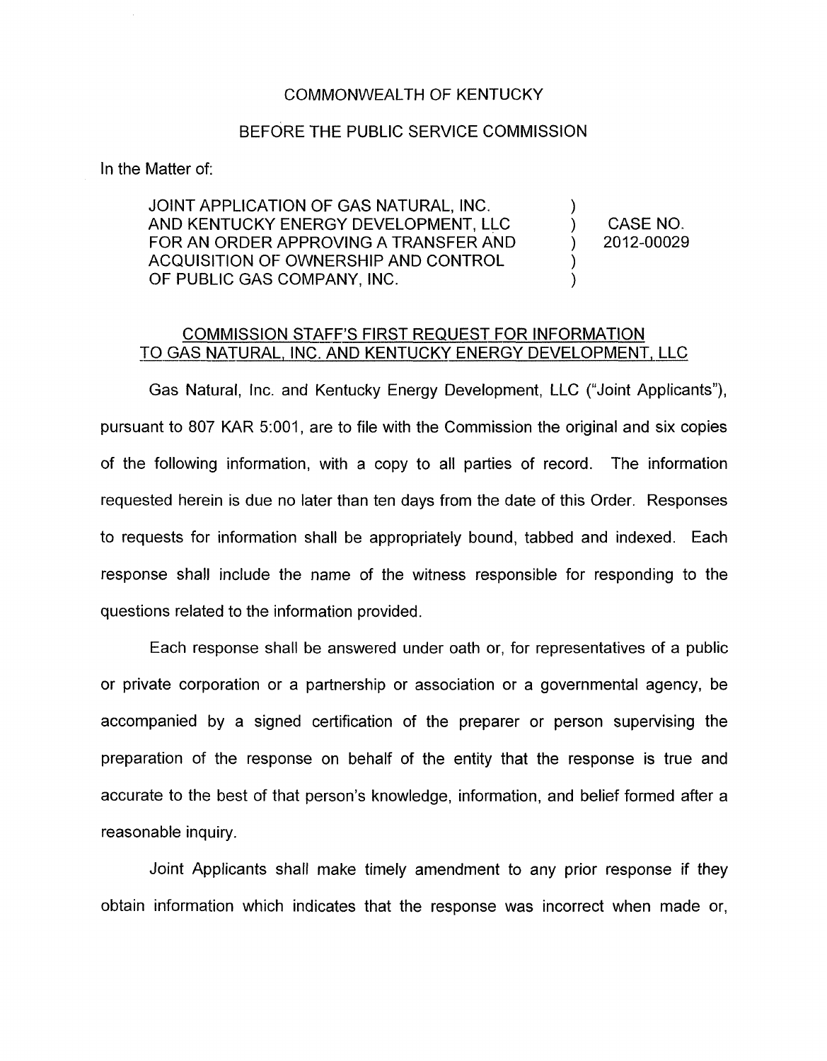COMMONWEALTH OF KENTUCKY

BEFORE THE PUBLIC SERVICE COMMISSION

In the Matter of:

| | | |
|---|---|---|
| JOINT APPLICATION OF GAS NATURAL, INC. AND KENTUCKY ENERGY DEVELOPMENT, LLC FOR AN ORDER APPROVING A TRANSFER AND ACQUISITION OF OWNERSHIP AND CONTROL OF PUBLIC GAS COMPANY, INC. | ) | CASE NO. 2012-00029 |

COMMISSION STAFF'S FIRST REQUEST FOR INFORMATION TO GAS NATURAL, INC. AND KENTUCKY ENERGY DEVELOPMENT, LLC

Gas Natural, Inc. and Kentucky Energy Development, LLC ("Joint Applicants"), pursuant to 807 KAR 5:001, are to file with the Commission the original and six copies of the following information, with a copy to all parties of record. The information requested herein is due no later than ten days from the date of this Order. Responses to requests for information shall be appropriately bound, tabbed and indexed. Each response shall include the name of the witness responsible for responding to the questions related to the information provided.

Each response shall be answered under oath or, for representatives of a public or private corporation or a partnership or association or a governmental agency, be accompanied by a signed certification of the preparer or person supervising the preparation of the response on behalf of the entity that the response is true and accurate to the best of that person's knowledge, information, and belief formed after a reasonable inquiry.

Joint Applicants shall make timely amendment to any prior response if they obtain information which indicates that the response was incorrect when made or,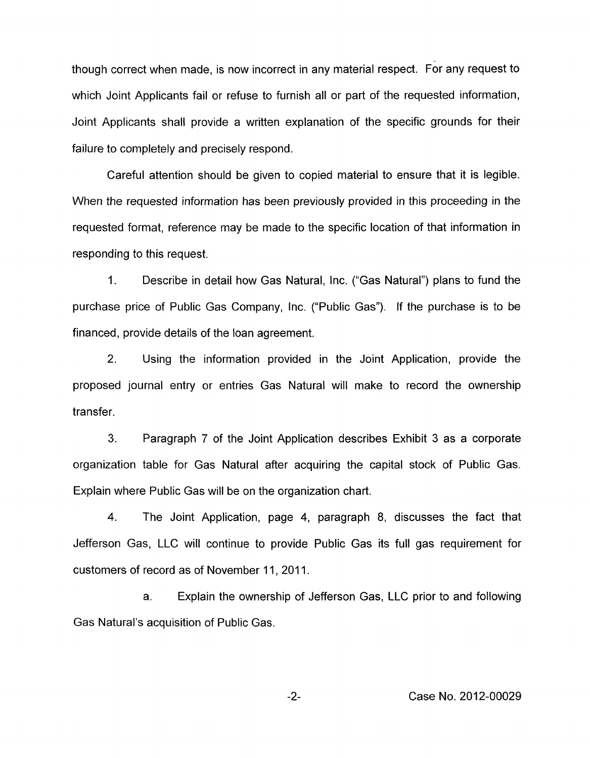though correct when made, is now incorrect in any material respect. For any request to which Joint Applicants fail or refuse to furnish all or part of the requested information, Joint Applicants shall provide a written explanation of the specific grounds for their failure to completely and precisely respond.

Careful attention should be given to copied material to ensure that it is legible. When the requested information has been previously provided in this proceeding in the requested format, reference may be made to the specific location of that information in responding to this request.

1. Describe in detail how Gas Natural, Inc. ("Gas Natural") plans to fund the purchase price of Public Gas Company, Inc. ("Public Gas"). If the purchase is to be financed, provide details of the loan agreement.

2. Using the information provided in the Joint Application, provide the proposed journal entry or entries Gas Natural will make to record the ownership transfer.

3. Paragraph 7 of the Joint Application describes Exhibit 3 as a corporate organization table for Gas Natural after acquiring the capital stock of Public Gas. Explain where Public Gas will be on the organization chart.

4. The Joint Application, page 4, paragraph 8, discusses the fact that Jefferson Gas, LLC will continue to provide Public Gas its full gas requirement for customers of record as of November 11, 2011.

   a. Explain the ownership of Jefferson Gas, LLC prior to and following Gas Natural's acquisition of Public Gas.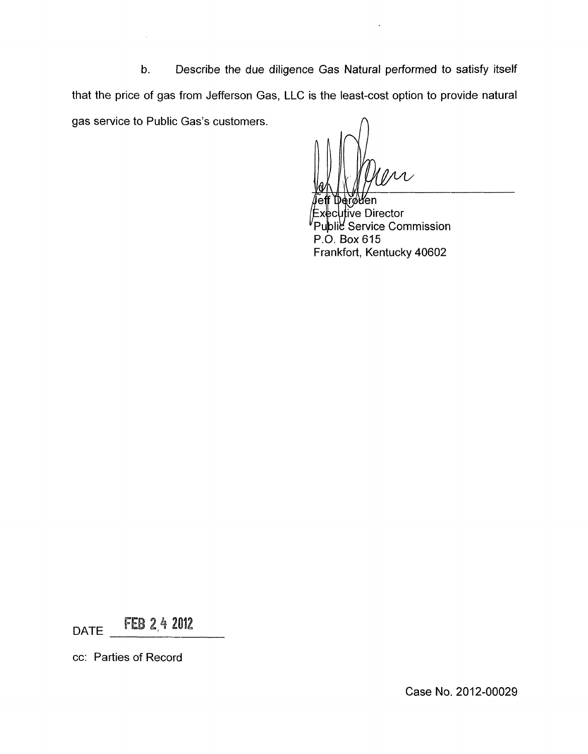b. Describe the due diligence Gas Natural performed to satisfy itself that the price of gas from Jefferson Gas, LLC is the least-cost option to provide natural gas service to Public Gas's customers.

Jeff Derouen
Executive Director
Public Service Commission
P.O. Box 615
Frankfort, Kentucky 40602

DATE FEB 24 2012

cc: Parties of Record

Case No. 2012-00029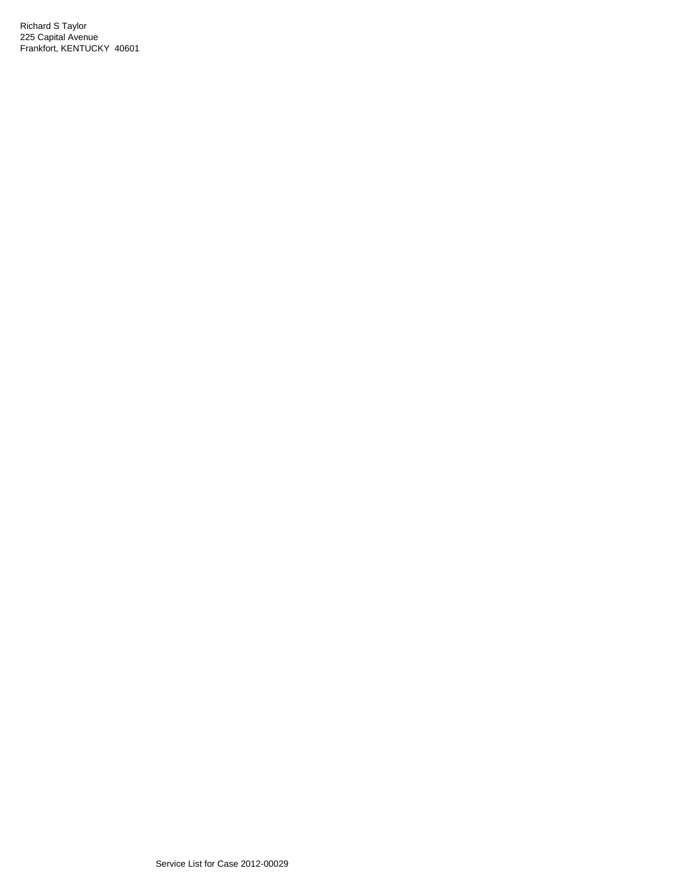Richard S Taylor
225 Capital Avenue
Frankfort, KENTUCKY  40601